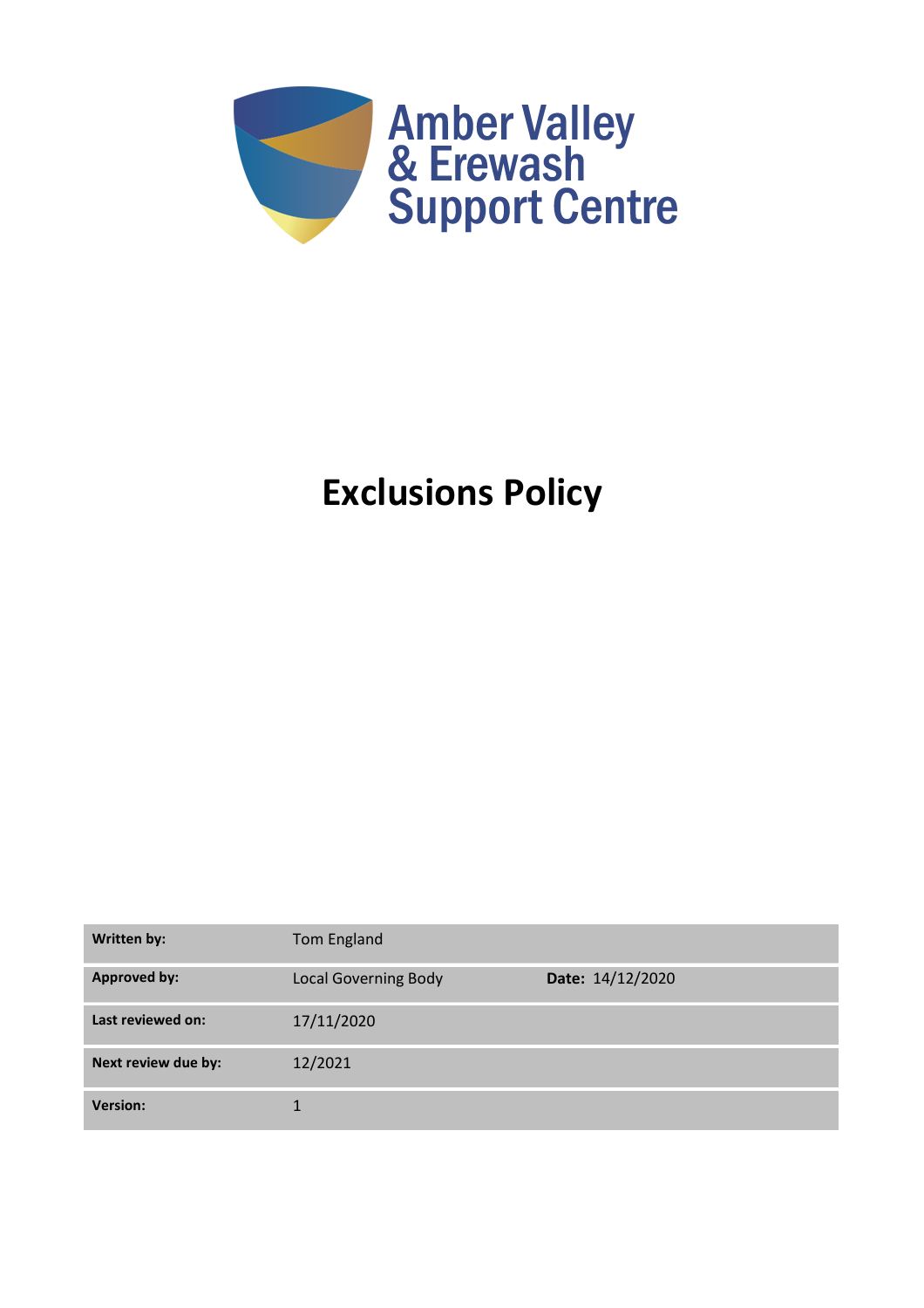Amber Valley
& Erewash
Support Centre

# Exclusions Policy

| | | |
|---|---|---|
| **Written by:** | Tom England | |
| **Approved by:** | Local Governing Body | **Date:** 14/12/2020 |
| **Last reviewed on:** | 17/11/2020 | |
| **Next review due by:** | 12/2021 | |
| **Version:** | 1 | |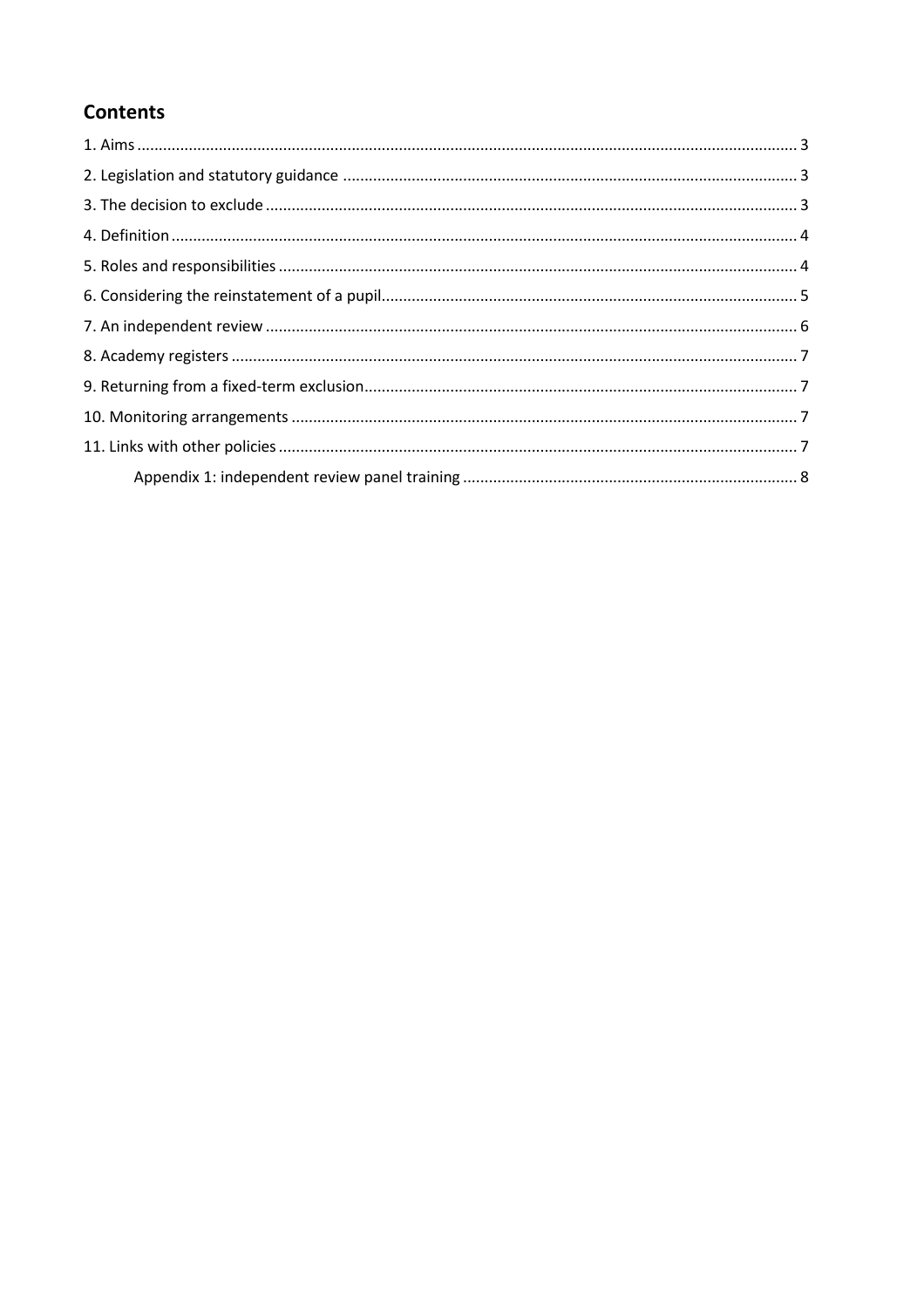## Contents

1. Aims ........................................................................................................................................... 3
2. Legislation and statutory guidance ........................................................................................... 3
3. The decision to exclude ............................................................................................................ 3
4. Definition .................................................................................................................................. 4
5. Roles and responsibilities ......................................................................................................... 4
6. Considering the reinstatement of a pupil.................................................................................. 5
7. An independent review ............................................................................................................. 6
8. Academy registers .................................................................................................................... 7
9. Returning from a fixed-term exclusion...................................................................................... 7
10. Monitoring arrangements ....................................................................................................... 7
11. Links with other policies .......................................................................................................... 7

Appendix 1: independent review panel training ............................................................................. 8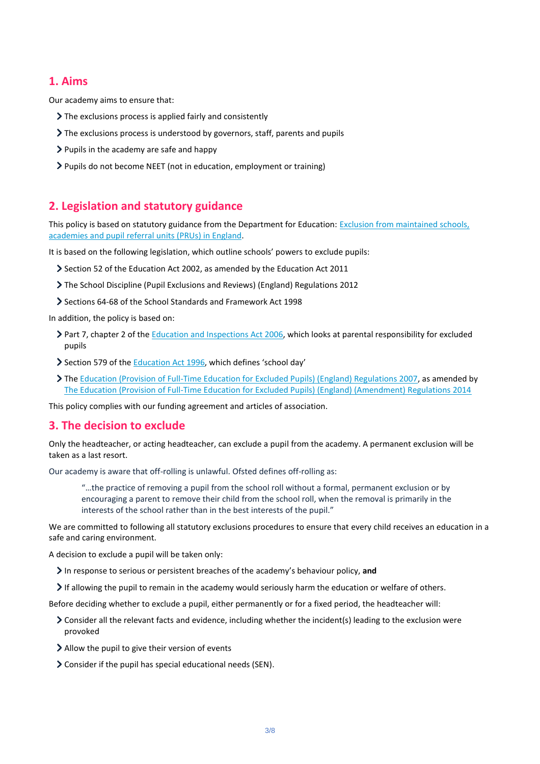## 1. Aims

Our academy aims to ensure that:

- The exclusions process is applied fairly and consistently
- The exclusions process is understood by governors, staff, parents and pupils
- Pupils in the academy are safe and happy
- Pupils do not become NEET (not in education, employment or training)

## 2. Legislation and statutory guidance

This policy is based on statutory guidance from the Department for Education: Exclusion from maintained schools, academies and pupil referral units (PRUs) in England.

It is based on the following legislation, which outline schools' powers to exclude pupils:

- Section 52 of the Education Act 2002, as amended by the Education Act 2011
- The School Discipline (Pupil Exclusions and Reviews) (England) Regulations 2012
- Sections 64-68 of the School Standards and Framework Act 1998

In addition, the policy is based on:

- Part 7, chapter 2 of the Education and Inspections Act 2006, which looks at parental responsibility for excluded pupils
- Section 579 of the Education Act 1996, which defines 'school day'
- The Education (Provision of Full-Time Education for Excluded Pupils) (England) Regulations 2007, as amended by The Education (Provision of Full-Time Education for Excluded Pupils) (England) (Amendment) Regulations 2014

This policy complies with our funding agreement and articles of association.

## 3. The decision to exclude

Only the headteacher, or acting headteacher, can exclude a pupil from the academy. A permanent exclusion will be taken as a last resort.

Our academy is aware that off-rolling is unlawful. Ofsted defines off-rolling as:

> "…the practice of removing a pupil from the school roll without a formal, permanent exclusion or by encouraging a parent to remove their child from the school roll, when the removal is primarily in the interests of the school rather than in the best interests of the pupil."

We are committed to following all statutory exclusions procedures to ensure that every child receives an education in a safe and caring environment.

A decision to exclude a pupil will be taken only:

- In response to serious or persistent breaches of the academy's behaviour policy, **and**
- If allowing the pupil to remain in the academy would seriously harm the education or welfare of others.

Before deciding whether to exclude a pupil, either permanently or for a fixed period, the headteacher will:

- Consider all the relevant facts and evidence, including whether the incident(s) leading to the exclusion were provoked
- Allow the pupil to give their version of events
- Consider if the pupil has special educational needs (SEN).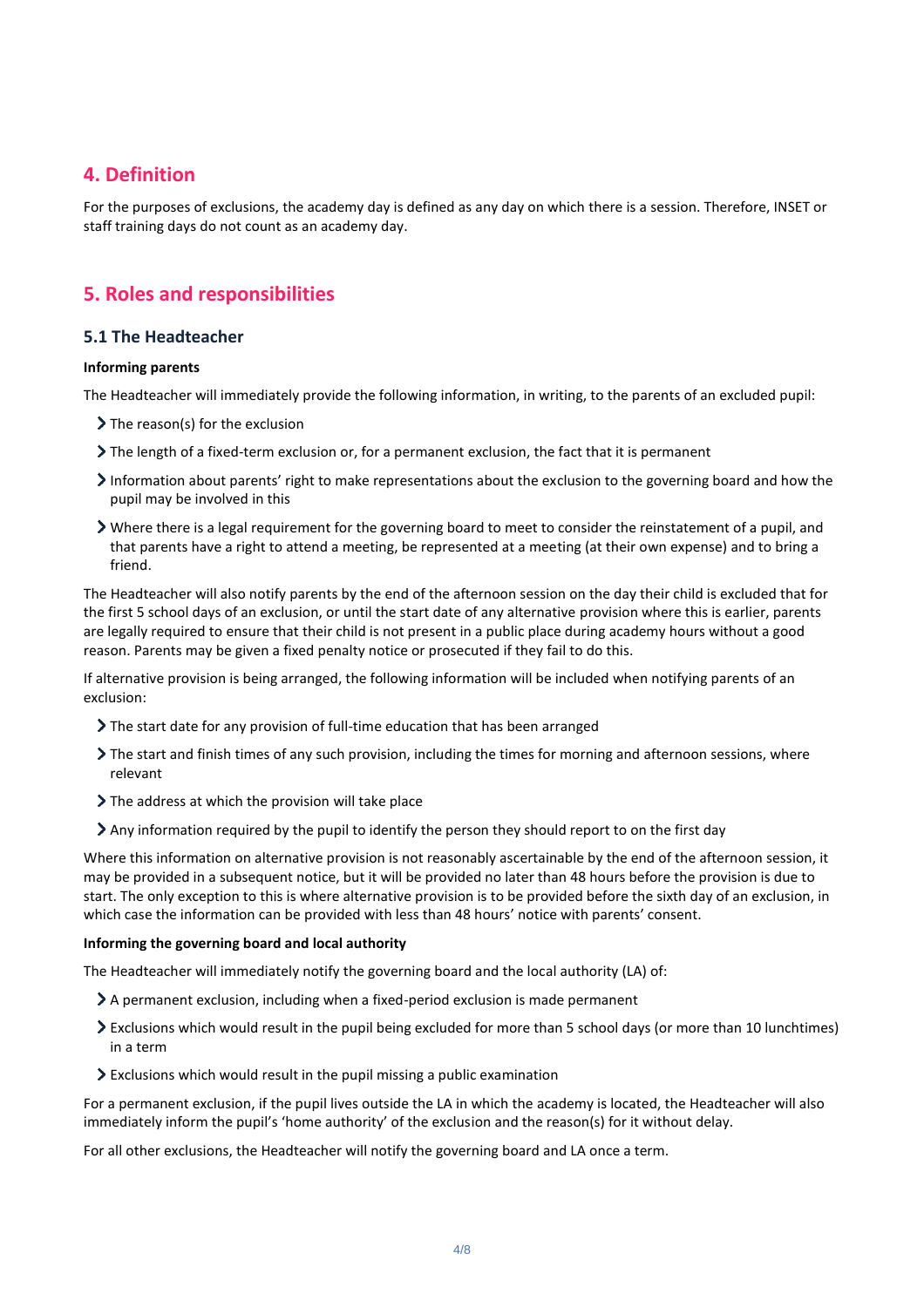## 4. Definition

For the purposes of exclusions, the academy day is defined as any day on which there is a session. Therefore, INSET or staff training days do not count as an academy day.

## 5. Roles and responsibilities

### 5.1 The Headteacher

**Informing parents**

The Headteacher will immediately provide the following information, in writing, to the parents of an excluded pupil:

- The reason(s) for the exclusion
- The length of a fixed-term exclusion or, for a permanent exclusion, the fact that it is permanent
- Information about parents' right to make representations about the exclusion to the governing board and how the pupil may be involved in this
- Where there is a legal requirement for the governing board to meet to consider the reinstatement of a pupil, and that parents have a right to attend a meeting, be represented at a meeting (at their own expense) and to bring a friend.

The Headteacher will also notify parents by the end of the afternoon session on the day their child is excluded that for the first 5 school days of an exclusion, or until the start date of any alternative provision where this is earlier, parents are legally required to ensure that their child is not present in a public place during academy hours without a good reason. Parents may be given a fixed penalty notice or prosecuted if they fail to do this.

If alternative provision is being arranged, the following information will be included when notifying parents of an exclusion:

- The start date for any provision of full-time education that has been arranged
- The start and finish times of any such provision, including the times for morning and afternoon sessions, where relevant
- The address at which the provision will take place
- Any information required by the pupil to identify the person they should report to on the first day

Where this information on alternative provision is not reasonably ascertainable by the end of the afternoon session, it may be provided in a subsequent notice, but it will be provided no later than 48 hours before the provision is due to start. The only exception to this is where alternative provision is to be provided before the sixth day of an exclusion, in which case the information can be provided with less than 48 hours' notice with parents' consent.

**Informing the governing board and local authority**

The Headteacher will immediately notify the governing board and the local authority (LA) of:

- A permanent exclusion, including when a fixed-period exclusion is made permanent
- Exclusions which would result in the pupil being excluded for more than 5 school days (or more than 10 lunchtimes) in a term
- Exclusions which would result in the pupil missing a public examination

For a permanent exclusion, if the pupil lives outside the LA in which the academy is located, the Headteacher will also immediately inform the pupil's 'home authority' of the exclusion and the reason(s) for it without delay.

For all other exclusions, the Headteacher will notify the governing board and LA once a term.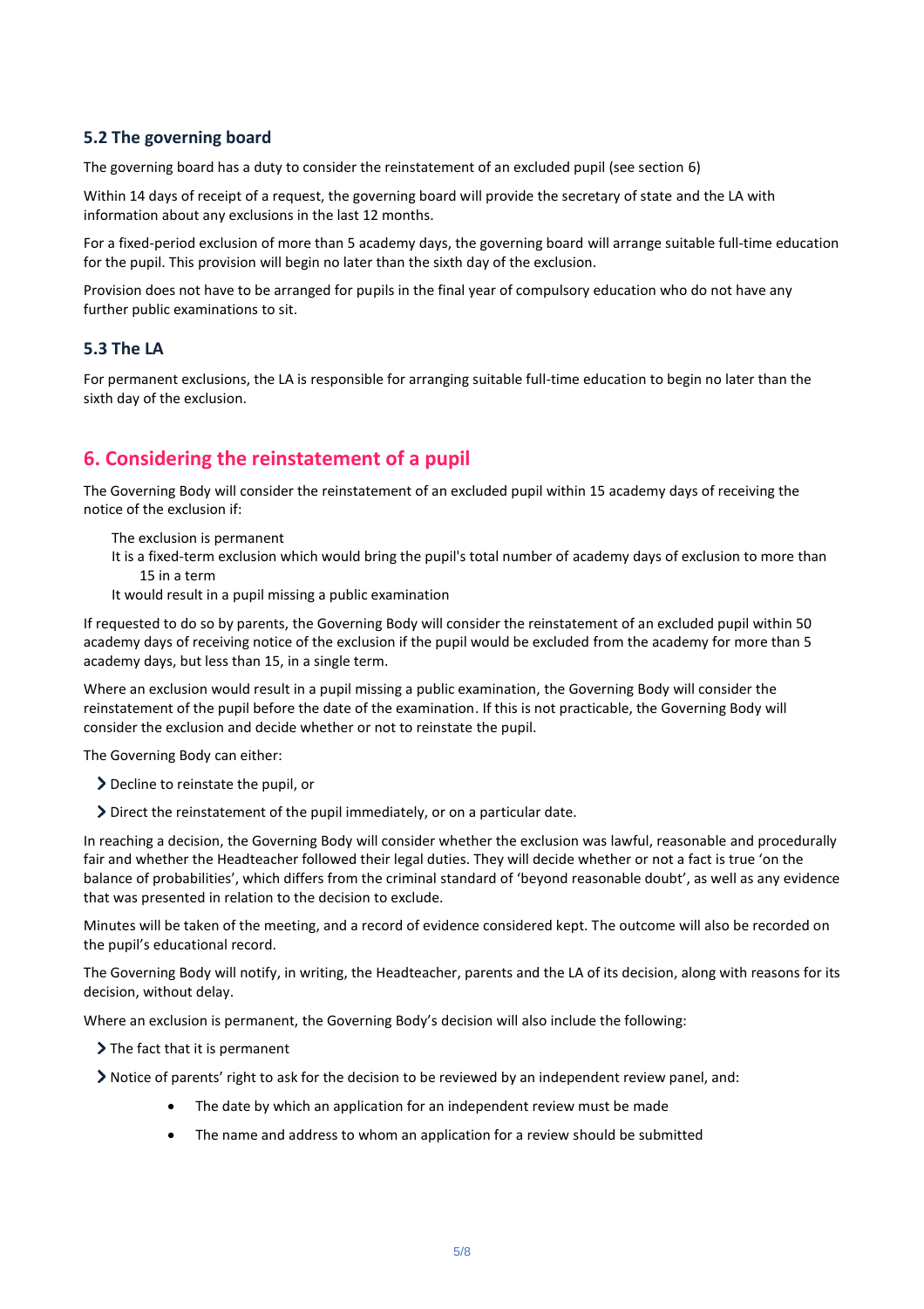### 5.2 The governing board

The governing board has a duty to consider the reinstatement of an excluded pupil (see section 6)

Within 14 days of receipt of a request, the governing board will provide the secretary of state and the LA with information about any exclusions in the last 12 months.

For a fixed-period exclusion of more than 5 academy days, the governing board will arrange suitable full-time education for the pupil. This provision will begin no later than the sixth day of the exclusion.

Provision does not have to be arranged for pupils in the final year of compulsory education who do not have any further public examinations to sit.

### 5.3 The LA

For permanent exclusions, the LA is responsible for arranging suitable full-time education to begin no later than the sixth day of the exclusion.

## 6. Considering the reinstatement of a pupil

The Governing Body will consider the reinstatement of an excluded pupil within 15 academy days of receiving the notice of the exclusion if:

- The exclusion is permanent
- It is a fixed-term exclusion which would bring the pupil's total number of academy days of exclusion to more than 15 in a term
- It would result in a pupil missing a public examination

If requested to do so by parents, the Governing Body will consider the reinstatement of an excluded pupil within 50 academy days of receiving notice of the exclusion if the pupil would be excluded from the academy for more than 5 academy days, but less than 15, in a single term.

Where an exclusion would result in a pupil missing a public examination, the Governing Body will consider the reinstatement of the pupil before the date of the examination. If this is not practicable, the Governing Body will consider the exclusion and decide whether or not to reinstate the pupil.

The Governing Body can either:

- Decline to reinstate the pupil, or
- Direct the reinstatement of the pupil immediately, or on a particular date.

In reaching a decision, the Governing Body will consider whether the exclusion was lawful, reasonable and procedurally fair and whether the Headteacher followed their legal duties. They will decide whether or not a fact is true 'on the balance of probabilities', which differs from the criminal standard of 'beyond reasonable doubt', as well as any evidence that was presented in relation to the decision to exclude.

Minutes will be taken of the meeting, and a record of evidence considered kept. The outcome will also be recorded on the pupil's educational record.

The Governing Body will notify, in writing, the Headteacher, parents and the LA of its decision, along with reasons for its decision, without delay.

Where an exclusion is permanent, the Governing Body's decision will also include the following:

- The fact that it is permanent
- Notice of parents' right to ask for the decision to be reviewed by an independent review panel, and:
    - The date by which an application for an independent review must be made
    - The name and address to whom an application for a review should be submitted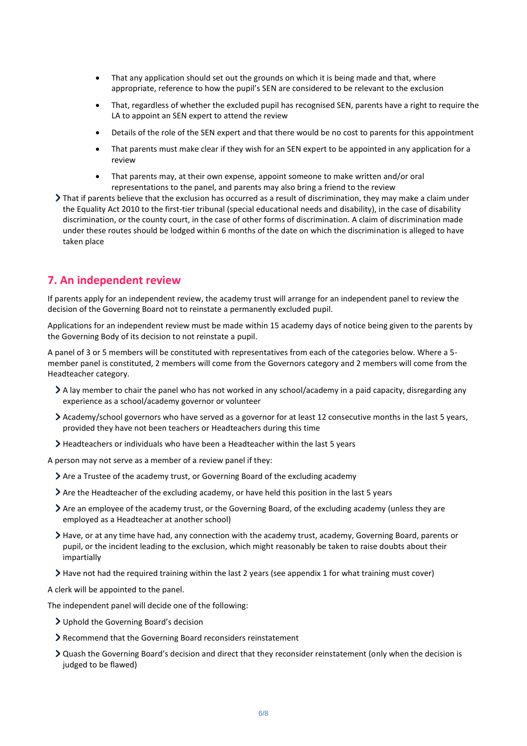- That any application should set out the grounds on which it is being made and that, where appropriate, reference to how the pupil's SEN are considered to be relevant to the exclusion
    - That, regardless of whether the excluded pupil has recognised SEN, parents have a right to require the LA to appoint an SEN expert to attend the review
    - Details of the role of the SEN expert and that there would be no cost to parents for this appointment
    - That parents must make clear if they wish for an SEN expert to be appointed in any application for a review
    - That parents may, at their own expense, appoint someone to make written and/or oral representations to the panel, and parents may also bring a friend to the review
- That if parents believe that the exclusion has occurred as a result of discrimination, they may make a claim under the Equality Act 2010 to the first-tier tribunal (special educational needs and disability), in the case of disability discrimination, or the county court, in the case of other forms of discrimination. A claim of discrimination made under these routes should be lodged within 6 months of the date on which the discrimination is alleged to have taken place

## 7. An independent review

If parents apply for an independent review, the academy trust will arrange for an independent panel to review the decision of the Governing Board not to reinstate a permanently excluded pupil.

Applications for an independent review must be made within 15 academy days of notice being given to the parents by the Governing Body of its decision to not reinstate a pupil.

A panel of 3 or 5 members will be constituted with representatives from each of the categories below. Where a 5-member panel is constituted, 2 members will come from the Governors category and 2 members will come from the Headteacher category.

- A lay member to chair the panel who has not worked in any school/academy in a paid capacity, disregarding any experience as a school/academy governor or volunteer
- Academy/school governors who have served as a governor for at least 12 consecutive months in the last 5 years, provided they have not been teachers or Headteachers during this time
- Headteachers or individuals who have been a Headteacher within the last 5 years

A person may not serve as a member of a review panel if they:

- Are a Trustee of the academy trust, or Governing Board of the excluding academy
- Are the Headteacher of the excluding academy, or have held this position in the last 5 years
- Are an employee of the academy trust, or the Governing Board, of the excluding academy (unless they are employed as a Headteacher at another school)
- Have, or at any time have had, any connection with the academy trust, academy, Governing Board, parents or pupil, or the incident leading to the exclusion, which might reasonably be taken to raise doubts about their impartially
- Have not had the required training within the last 2 years (see appendix 1 for what training must cover)

A clerk will be appointed to the panel.

The independent panel will decide one of the following:

- Uphold the Governing Board's decision
- Recommend that the Governing Board reconsiders reinstatement
- Quash the Governing Board's decision and direct that they reconsider reinstatement (only when the decision is judged to be flawed)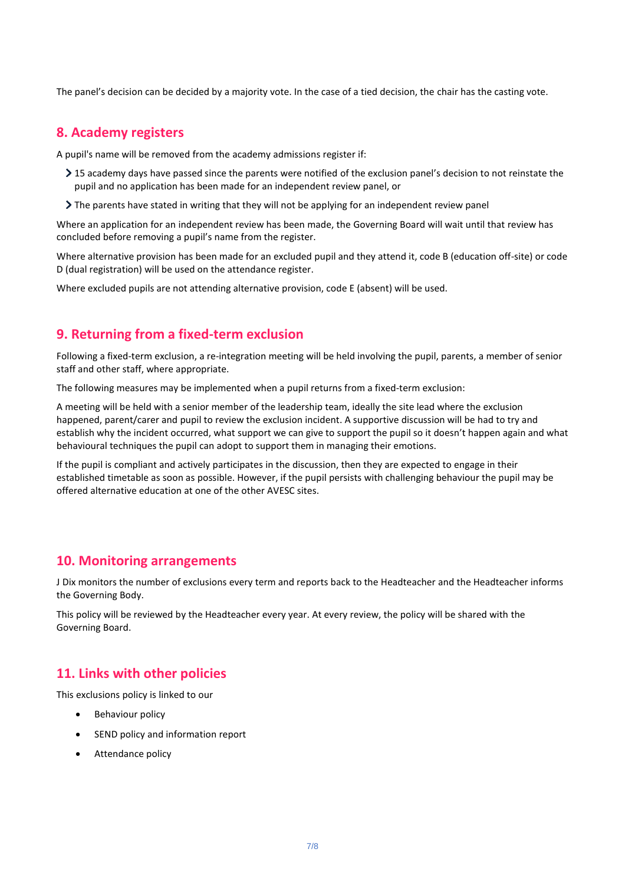The panel's decision can be decided by a majority vote. In the case of a tied decision, the chair has the casting vote.

## 8. Academy registers

A pupil's name will be removed from the academy admissions register if:

- 15 academy days have passed since the parents were notified of the exclusion panel's decision to not reinstate the pupil and no application has been made for an independent review panel, or
- The parents have stated in writing that they will not be applying for an independent review panel

Where an application for an independent review has been made, the Governing Board will wait until that review has concluded before removing a pupil's name from the register.

Where alternative provision has been made for an excluded pupil and they attend it, code B (education off-site) or code D (dual registration) will be used on the attendance register.

Where excluded pupils are not attending alternative provision, code E (absent) will be used.

## 9. Returning from a fixed-term exclusion

Following a fixed-term exclusion, a re-integration meeting will be held involving the pupil, parents, a member of senior staff and other staff, where appropriate.

The following measures may be implemented when a pupil returns from a fixed-term exclusion:

A meeting will be held with a senior member of the leadership team, ideally the site lead where the exclusion happened, parent/carer and pupil to review the exclusion incident. A supportive discussion will be had to try and establish why the incident occurred, what support we can give to support the pupil so it doesn't happen again and what behavioural techniques the pupil can adopt to support them in managing their emotions.

If the pupil is compliant and actively participates in the discussion, then they are expected to engage in their established timetable as soon as possible. However, if the pupil persists with challenging behaviour the pupil may be offered alternative education at one of the other AVESC sites.

## 10. Monitoring arrangements

J Dix monitors the number of exclusions every term and reports back to the Headteacher and the Headteacher informs the Governing Body.

This policy will be reviewed by the Headteacher every year. At every review, the policy will be shared with the Governing Board.

## 11. Links with other policies

This exclusions policy is linked to our

- Behaviour policy
- SEND policy and information report
- Attendance policy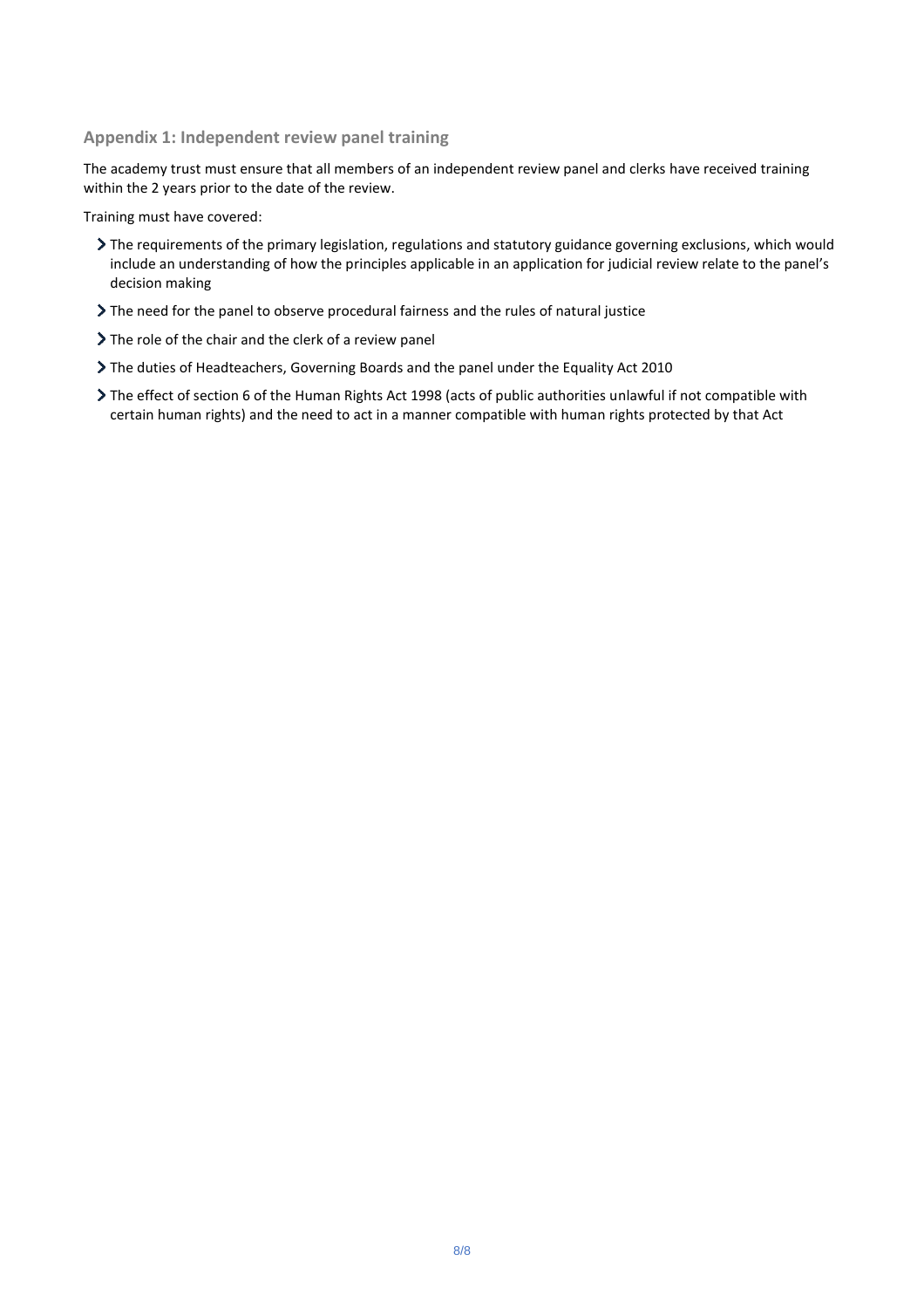## Appendix 1: Independent review panel training

The academy trust must ensure that all members of an independent review panel and clerks have received training within the 2 years prior to the date of the review.

Training must have covered:

- The requirements of the primary legislation, regulations and statutory guidance governing exclusions, which would include an understanding of how the principles applicable in an application for judicial review relate to the panel's decision making
- The need for the panel to observe procedural fairness and the rules of natural justice
- The role of the chair and the clerk of a review panel
- The duties of Headteachers, Governing Boards and the panel under the Equality Act 2010
- The effect of section 6 of the Human Rights Act 1998 (acts of public authorities unlawful if not compatible with certain human rights) and the need to act in a manner compatible with human rights protected by that Act